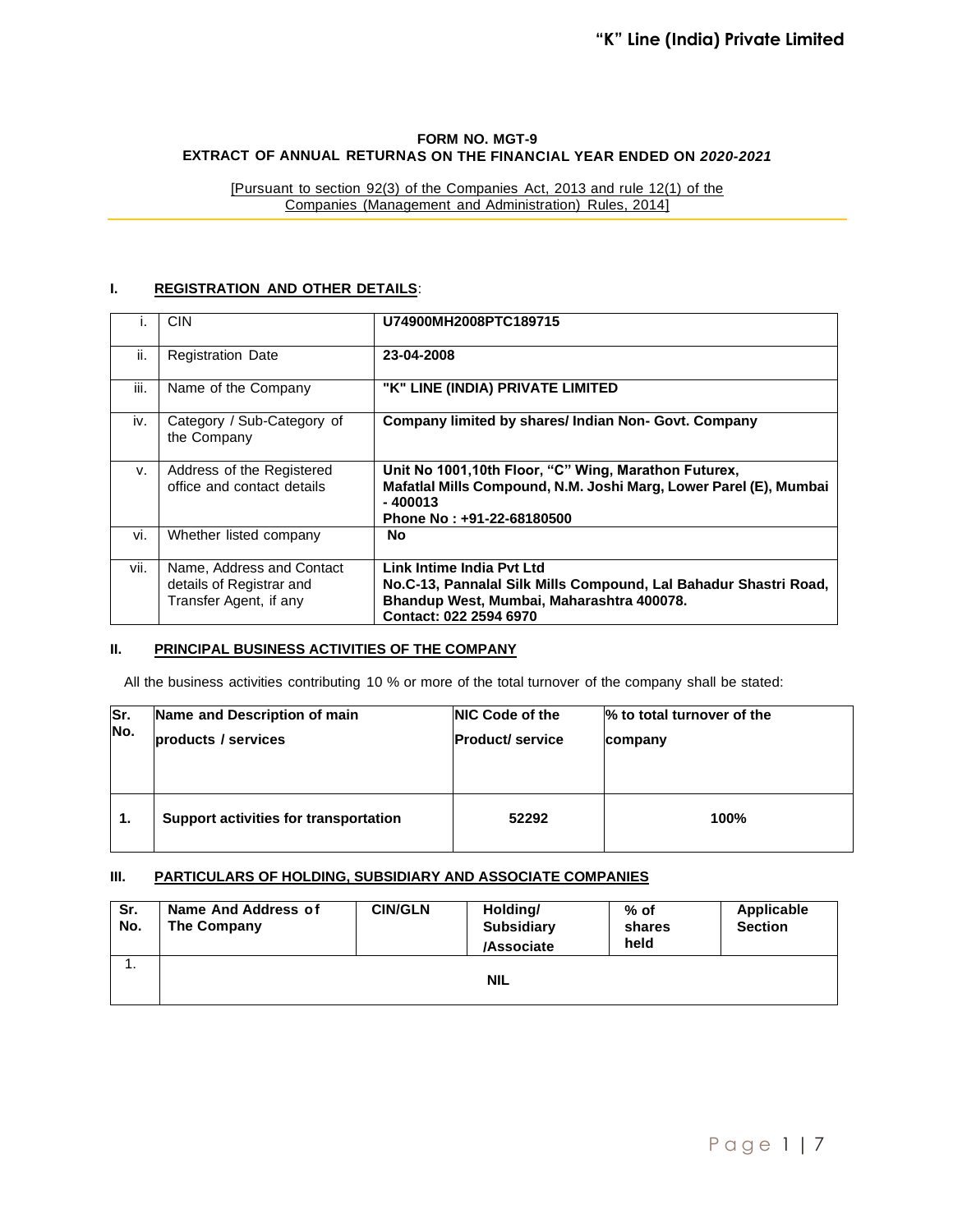**FORM NO. MGT-9**
**EXTRACT OF ANNUAL RETURNAS ON THE FINANCIAL YEAR ENDED ON *2020-2021***

[Pursuant to section 92(3) of the Companies Act, 2013 and rule 12(1) of the Companies (Management and Administration) Rules, 2014]

## I. REGISTRATION AND OTHER DETAILS:

| | | |
|---|---|---|
| i. | CIN | **U74900MH2008PTC189715** |
| ii. | Registration Date | **23-04-2008** |
| iii. | Name of the Company | **"K" LINE (INDIA) PRIVATE LIMITED** |
| iv. | Category / Sub-Category of the Company | **Company limited by shares/ Indian Non- Govt. Company** |
| v. | Address of the Registered office and contact details | **Unit No 1001,10th Floor, "C" Wing, Marathon Futurex, Mafatlal Mills Compound, N.M. Joshi Marg, Lower Parel (E), Mumbai - 400013 Phone No : +91-22-68180500** |
| vi. | Whether listed company | **No** |
| vii. | Name, Address and Contact details of Registrar and Transfer Agent, if any | **Link Intime India Pvt Ltd No.C-13, Pannalal Silk Mills Compound, Lal Bahadur Shastri Road, Bhandup West, Mumbai, Maharashtra 400078. Contact: 022 2594 6970** |

## II. PRINCIPAL BUSINESS ACTIVITIES OF THE COMPANY

All the business activities contributing 10 % or more of the total turnover of the company shall be stated:

| Sr. No. | Name and Description of main products / services | NIC Code of the Product/ service | % to total turnover of the company |
|---|---|---|---|
| **1.** | **Support activities for transportation** | **52292** | **100%** |

## III. PARTICULARS OF HOLDING, SUBSIDIARY AND ASSOCIATE COMPANIES

| Sr. No. | Name And Address of The Company | CIN/GLN | Holding/ Subsidiary /Associate | % of shares held | Applicable Section |
|---|---|---|---|---|---|
| 1. | **NIL** | | | | |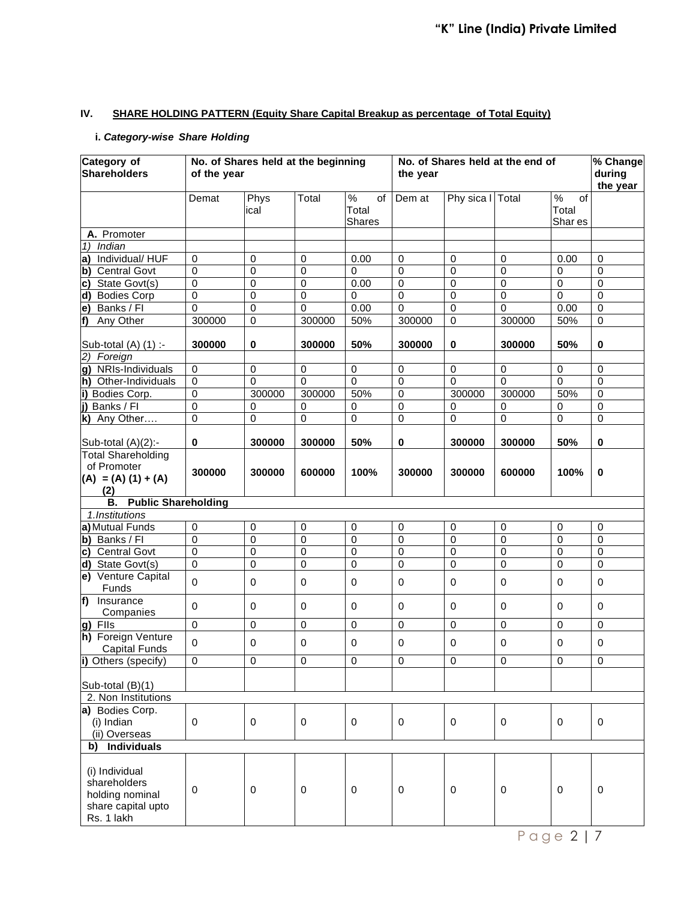## IV. SHARE HOLDING PATTERN (Equity Share Capital Breakup as percentage of Total Equity)

### i. *Category-wise Share Holding*

| Category of Shareholders | No. of Shares held at the beginning of the year | | | | No. of Shares held at the end of the year | | | | % Change during the year |
|---|---|---|---|---|---|---|---|---|---|
| | Demat | Physical | Total | % of Total Shares | Demat | Physical | Total | % of Total Shares | |
| **A.** Promoter | | | | | | | | | |
| *1) Indian* | | | | | | | | | |
| **a)** Individual/ HUF | 0 | 0 | 0 | 0.00 | 0 | 0 | 0 | 0.00 | 0 |
| **b)** Central Govt | 0 | 0 | 0 | 0 | 0 | 0 | 0 | 0 | 0 |
| **c)** State Govt(s) | 0 | 0 | 0 | 0.00 | 0 | 0 | 0 | 0 | 0 |
| **d)** Bodies Corp | 0 | 0 | 0 | 0 | 0 | 0 | 0 | 0 | 0 |
| **e)** Banks / FI | 0 | 0 | 0 | 0.00 | 0 | 0 | 0 | 0.00 | 0 |
| **f)** Any Other | 300000 | 0 | 300000 | 50% | 300000 | 0 | 300000 | 50% | 0 |
| Sub-total (A) (1) :- | **300000** | **0** | **300000** | **50%** | **300000** | **0** | **300000** | **50%** | **0** |
| *2) Foreign* | | | | | | | | | |
| **g)** NRIs-Individuals | 0 | 0 | 0 | 0 | 0 | 0 | 0 | 0 | 0 |
| **h)** Other-Individuals | 0 | 0 | 0 | 0 | 0 | 0 | 0 | 0 | 0 |
| **i)** Bodies Corp. | 0 | 300000 | 300000 | 50% | 0 | 300000 | 300000 | 50% | 0 |
| **j)** Banks / FI | 0 | 0 | 0 | 0 | 0 | 0 | 0 | 0 | 0 |
| **k)** Any Other…. | 0 | 0 | 0 | 0 | 0 | 0 | 0 | 0 | 0 |
| Sub-total (A)(2):- | **0** | **300000** | **300000** | **50%** | **0** | **300000** | **300000** | **50%** | **0** |
| Total Shareholding of Promoter **(A) = (A) (1) + (A) (2)** | **300000** | **300000** | **600000** | **100%** | **300000** | **300000** | **600000** | **100%** | **0** |
| **B. Public Shareholding** | | | | | | | | | |
| *1.Institutions* | | | | | | | | | |
| **a)** Mutual Funds | 0 | 0 | 0 | 0 | 0 | 0 | 0 | 0 | 0 |
| **b)** Banks / FI | 0 | 0 | 0 | 0 | 0 | 0 | 0 | 0 | 0 |
| **c)** Central Govt | 0 | 0 | 0 | 0 | 0 | 0 | 0 | 0 | 0 |
| **d)** State Govt(s) | 0 | 0 | 0 | 0 | 0 | 0 | 0 | 0 | 0 |
| **e)** Venture Capital Funds | 0 | 0 | 0 | 0 | 0 | 0 | 0 | 0 | 0 |
| **f)** Insurance Companies | 0 | 0 | 0 | 0 | 0 | 0 | 0 | 0 | 0 |
| **g)** FIIs | 0 | 0 | 0 | 0 | 0 | 0 | 0 | 0 | 0 |
| **h)** Foreign Venture Capital Funds | 0 | 0 | 0 | 0 | 0 | 0 | 0 | 0 | 0 |
| **i)** Others (specify) | 0 | 0 | 0 | 0 | 0 | 0 | 0 | 0 | 0 |
| Sub-total (B)(1) | | | | | | | | | |
| 2. Non Institutions | | | | | | | | | |
| **a)** Bodies Corp. (i) Indian (ii) Overseas | 0 | 0 | 0 | 0 | 0 | 0 | 0 | 0 | 0 |
| **b) Individuals** | | | | | | | | | |
| (i) Individual shareholders holding nominal share capital upto Rs. 1 lakh | 0 | 0 | 0 | 0 | 0 | 0 | 0 | 0 | 0 |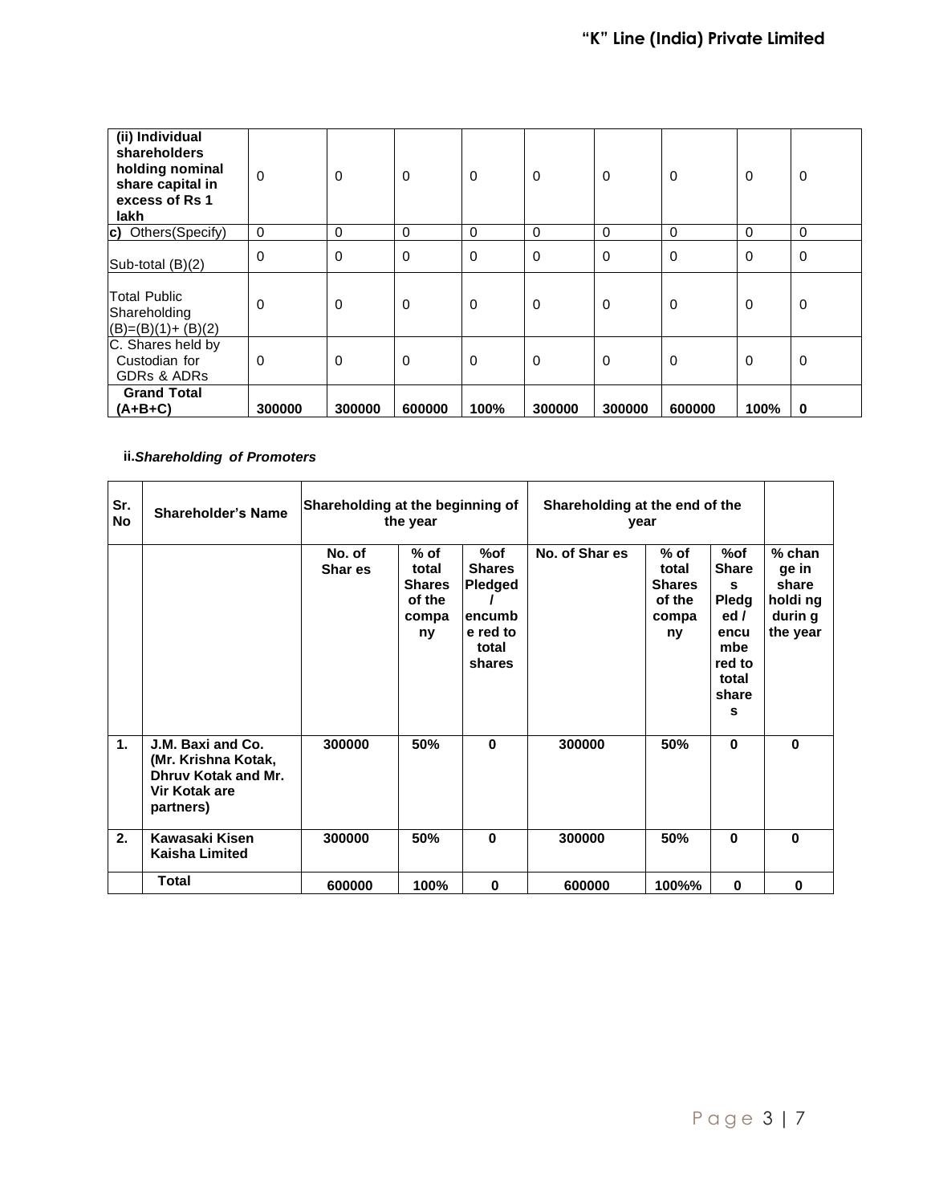| | | | | | | | | | |
|---|---|---|---|---|---|---|---|---|---|
| **(ii) Individual shareholders holding nominal share capital in excess of Rs 1 lakh** | 0 | 0 | 0 | 0 | 0 | 0 | 0 | 0 | 0 |
| **c)** Others(Specify) | 0 | 0 | 0 | 0 | 0 | 0 | 0 | 0 | 0 |
| Sub-total (B)(2) | 0 | 0 | 0 | 0 | 0 | 0 | 0 | 0 | 0 |
| Total Public Shareholding (B)=(B)(1)+ (B)(2) | 0 | 0 | 0 | 0 | 0 | 0 | 0 | 0 | 0 |
| C. Shares held by Custodian for GDRs & ADRs | 0 | 0 | 0 | 0 | 0 | 0 | 0 | 0 | 0 |
| **Grand Total (A+B+C)** | **300000** | **300000** | **600000** | **100%** | **300000** | **300000** | **600000** | **100%** | **0** |

**ii.*Shareholding of Promoters***

| **Sr. No** | **Shareholder's Name** | **Shareholding at the beginning of the year** | | | **Shareholding at the end of the year** | | | |
|---|---|---|---|---|---|---|---|---|
| | | **No. of Shar es** | **% of total Shares of the compa ny** | **%of Shares Pledged / encumb e red to total shares** | **No. of Shar es** | **% of total Shares of the compa ny** | **%of Share s Pledg ed / encu mbe red to total share s** | **% chan ge in share holdi ng durin g the year** |
| **1.** | **J.M. Baxi and Co. (Mr. Krishna Kotak, Dhruv Kotak and Mr. Vir Kotak are partners)** | **300000** | **50%** | **0** | **300000** | **50%** | **0** | **0** |
| **2.** | **Kawasaki Kisen Kaisha Limited** | **300000** | **50%** | **0** | **300000** | **50%** | **0** | **0** |
| | **Total** | **600000** | **100%** | **0** | **600000** | **100%%** | **0** | **0** |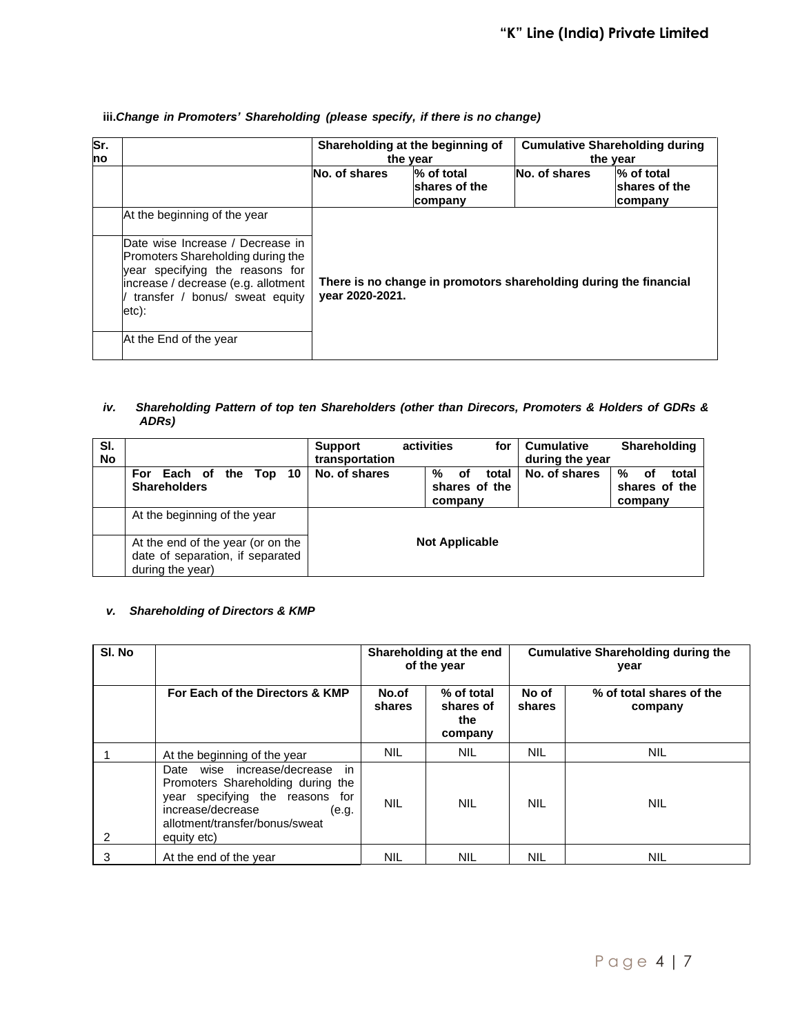**iii.*Change in Promoters' Shareholding (please specify, if there is no change)***

| Sr. no | | Shareholding at the beginning of the year | | Cumulative Shareholding during the year | |
|---|---|---|---|---|---|
| | | No. of shares | % of total shares of the company | No. of shares | % of total shares of the company |
| | At the beginning of the year | **There is no change in promotors shareholding during the financial year 2020-2021.** | | | |
| | Date wise Increase / Decrease in Promoters Shareholding during the year specifying the reasons for increase / decrease (e.g. allotment / transfer / bonus/ sweat equity etc): | | | | |
| | At the End of the year | | | | |

***iv. Shareholding Pattern of top ten Shareholders (other than Direcors, Promoters & Holders of GDRs & ADRs)***

| Sl. No | | Support activities for transportation | | Cumulative Shareholding during the year | |
|---|---|---|---|---|---|
| | **For Each of the Top 10 Shareholders** | **No. of shares** | **% of total shares of the company** | **No. of shares** | **% of total shares of the company** |
| | At the beginning of the year | **Not Applicable** | | | |
| | At the end of the year (or on the date of separation, if separated during the year) | | | | |

***v. Shareholding of Directors & KMP***

| Sl. No | | Shareholding at the end of the year | | Cumulative Shareholding during the year | |
|---|---|---|---|---|---|
| | **For Each of the Directors & KMP** | **No.of shares** | **% of total shares of the company** | **No of shares** | **% of total shares of the company** |
| 1 | At the beginning of the year | NIL | NIL | NIL | NIL |
| 2 | Date wise increase/decrease in Promoters Shareholding during the year specifying the reasons for increase/decrease (e.g. allotment/transfer/bonus/sweat equity etc) | NIL | NIL | NIL | NIL |
| 3 | At the end of the year | NIL | NIL | NIL | NIL |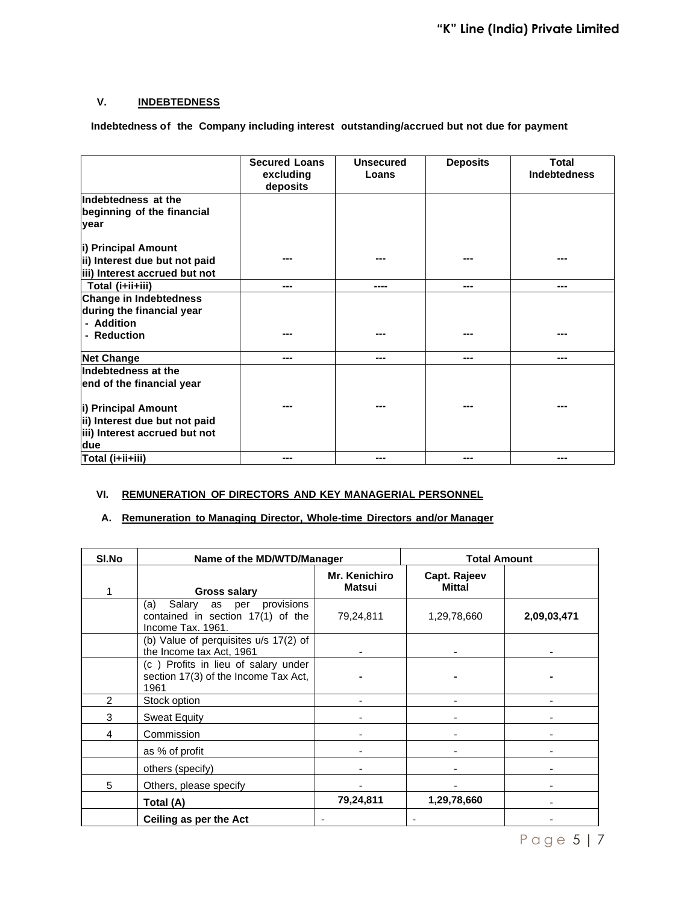## V. INDEBTEDNESS

**Indebtedness of the Company including interest outstanding/accrued but not due for payment**

| | Secured Loans excluding deposits | Unsecured Loans | Deposits | Total Indebtedness |
|---|---|---|---|---|
| **Indebtedness at the beginning of the financial year**<br><br>**i) Principal Amount**<br>**ii) Interest due but not paid**<br>**iii) Interest accrued but not** | --- | --- | --- | --- |
| **Total (i+ii+iii)** | --- | ---- | --- | --- |
| **Change in Indebtedness during the financial year**<br>**- Addition**<br>**- Reduction** | --- | --- | --- | --- |
| **Net Change** | --- | --- | --- | --- |
| **Indebtedness at the end of the financial year**<br><br>**i) Principal Amount**<br>**ii) Interest due but not paid**<br>**iii) Interest accrued but not due** | --- | --- | --- | --- |
| **Total (i+ii+iii)** | --- | --- | --- | --- |

## VI. REMUNERATION OF DIRECTORS AND KEY MANAGERIAL PERSONNEL

### A. Remuneration to Managing Director, Whole-time Directors and/or Manager

| Sl.No | Name of the MD/WTD/Manager | | Total Amount | |
|---|---|---|---|---|
| 1 | **Gross salary** | **Mr. Kenichiro Matsui** | **Capt. Rajeev Mittal** | |
| | (a) Salary as per provisions contained in section 17(1) of the Income Tax. 1961. | 79,24,811 | 1,29,78,660 | **2,09,03,471** |
| | (b) Value of perquisites u/s 17(2) of the Income tax Act, 1961 | - | - | - |
| | (c ) Profits in lieu of salary under section 17(3) of the Income Tax Act, 1961 | **-** | **-** | **-** |
| 2 | Stock option | - | - | - |
| 3 | Sweat Equity | - | - | - |
| 4 | Commission | - | - | - |
| | as % of profit | - | - | - |
| | others (specify) | - | - | - |
| 5 | Others, please specify | - | - | - |
| | **Total (A)** | **79,24,811** | **1,29,78,660** | - |
| | **Ceiling as per the Act** | - | - | - |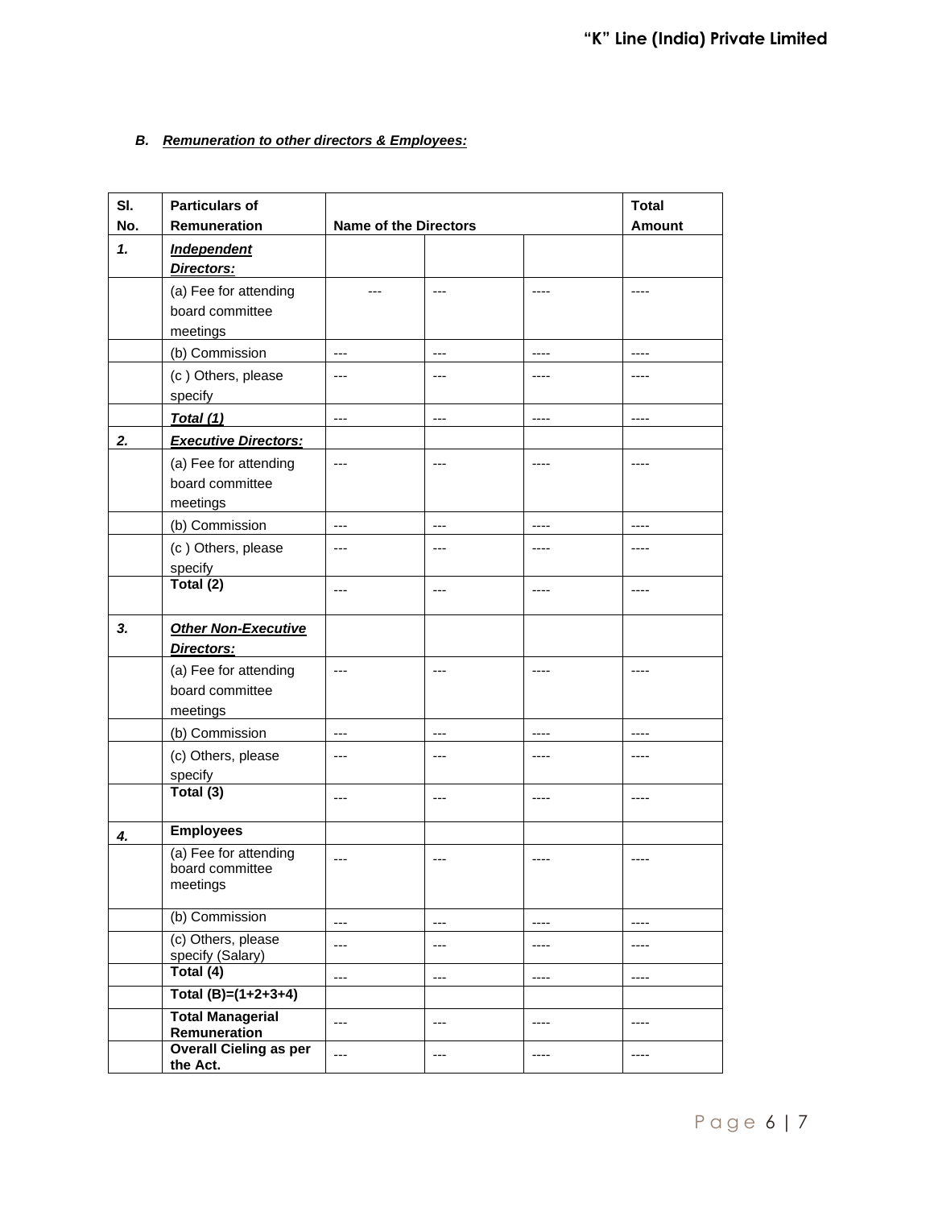***B. Remuneration to other directors & Employees:***

| Sl. No. | Particulars of Remuneration | Name of the Directors | | | Total Amount |
|---|---|---|---|---|---|
| ***1.*** | ***Independent Directors:*** | | | | |
| | (a) Fee for attending board committee meetings | --- | --- | ---- | ---- |
| | (b) Commission | --- | --- | ---- | ---- |
| | (c ) Others, please specify | --- | --- | ---- | ---- |
| | ***Total (1)*** | --- | --- | ---- | ---- |
| ***2.*** | ***Executive Directors:*** | | | | |
| | (a) Fee for attending board committee meetings | --- | --- | ---- | ---- |
| | (b) Commission | --- | --- | ---- | ---- |
| | (c ) Others, please specify | --- | --- | ---- | ---- |
| | **Total (2)** | --- | --- | ---- | ---- |
| ***3.*** | ***Other Non-Executive Directors:*** | | | | |
| | (a) Fee for attending board committee meetings | --- | --- | ---- | ---- |
| | (b) Commission | --- | --- | ---- | ---- |
| | (c) Others, please specify | --- | --- | ---- | ---- |
| | **Total (3)** | --- | --- | ---- | ---- |
| ***4.*** | **Employees** | | | | |
| | (a) Fee for attending board committee meetings | --- | --- | ---- | ---- |
| | (b) Commission | --- | --- | ---- | ---- |
| | (c) Others, please specify (Salary) | --- | --- | ---- | ---- |
| | **Total (4)** | --- | --- | ---- | ---- |
| | **Total (B)=(1+2+3+4)** | | | | |
| | **Total Managerial Remuneration** | --- | --- | ---- | ---- |
| | **Overall Cieling as per the Act.** | --- | --- | ---- | ---- |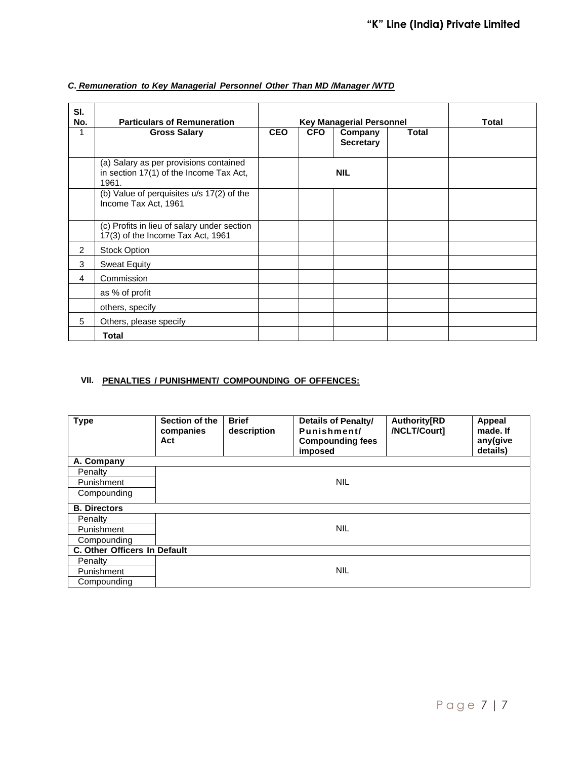### *C. Remuneration to Key Managerial Personnel Other Than MD /Manager /WTD*

| Sl. No. | Particulars of Remuneration | Key Managerial Personnel | | | | Total |
|---|---|---|---|---|---|---|
| 1 | **Gross Salary** | **CEO** | **CFO** | **Company Secretary** | **Total** | |
| | (a) Salary as per provisions contained in section 17(1) of the Income Tax Act, 1961. | | | **NIL** | | |
| | (b) Value of perquisites u/s 17(2) of the Income Tax Act, 1961 | | | | | |
| | (c) Profits in lieu of salary under section 17(3) of the Income Tax Act, 1961 | | | | | |
| 2 | Stock Option | | | | | |
| 3 | Sweat Equity | | | | | |
| 4 | Commission | | | | | |
| | as % of profit | | | | | |
| | others, specify | | | | | |
| 5 | Others, please specify | | | | | |
| | **Total** | | | | | |

### VII. PENALTIES / PUNISHMENT/ COMPOUNDING OF OFFENCES:

| Type | Section of the companies Act | Brief description | Details of Penalty/ Punishment/ Compounding fees imposed | Authority[RD /NCLT/Court] | Appeal made. If any(give details) |
|---|---|---|---|---|---|
| **A. Company** | | | | | |
| Penalty | | | NIL | | |
| Punishment | | | | | |
| Compounding | | | | | |
| **B. Directors** | | | | | |
| Penalty | | | NIL | | |
| Punishment | | | | | |
| Compounding | | | | | |
| **C. Other Officers In Default** | | | | | |
| Penalty | | | NIL | | |
| Punishment | | | | | |
| Compounding | | | | | |